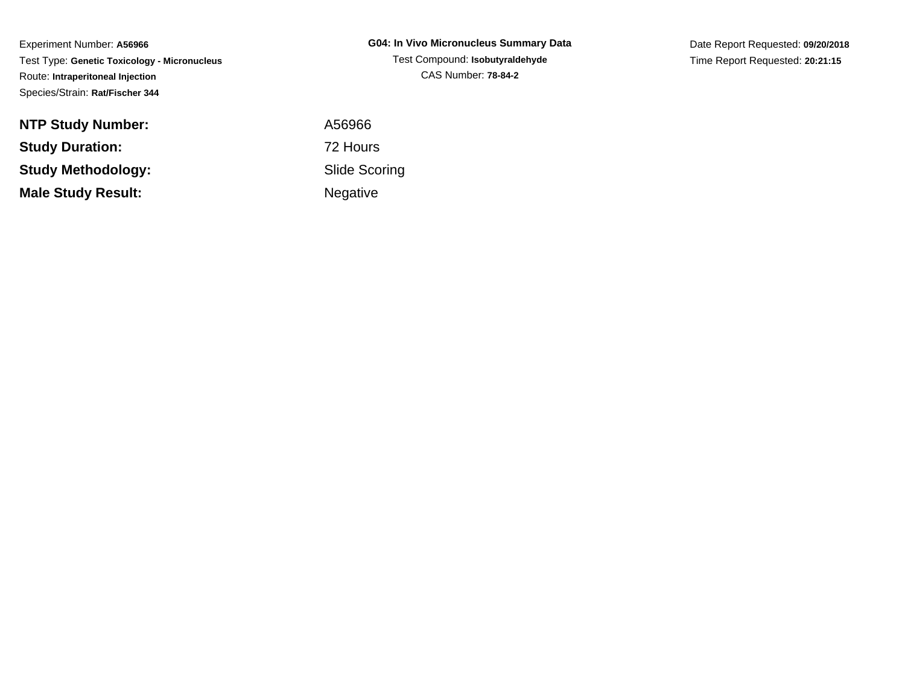Experiment Number: **A56966**

Test Type: **Genetic Toxicology - Micronucleus**

Route: **Intraperitoneal Injection**

Species/Strain: **Rat/Fischer 344**

**G04: In Vivo Micronucleus Summary Data**

Test Compound: **Isobutyraldehyde**

CAS Number: **78-84-2**

Date Report Requested: **09/20/2018**

Time Report Requested: **20:21:15**

| | |
|---|---|
| **NTP Study Number:** | A56966 |
| **Study Duration:** | 72 Hours |
| **Study Methodology:** | Slide Scoring |
| **Male Study Result:** | Negative |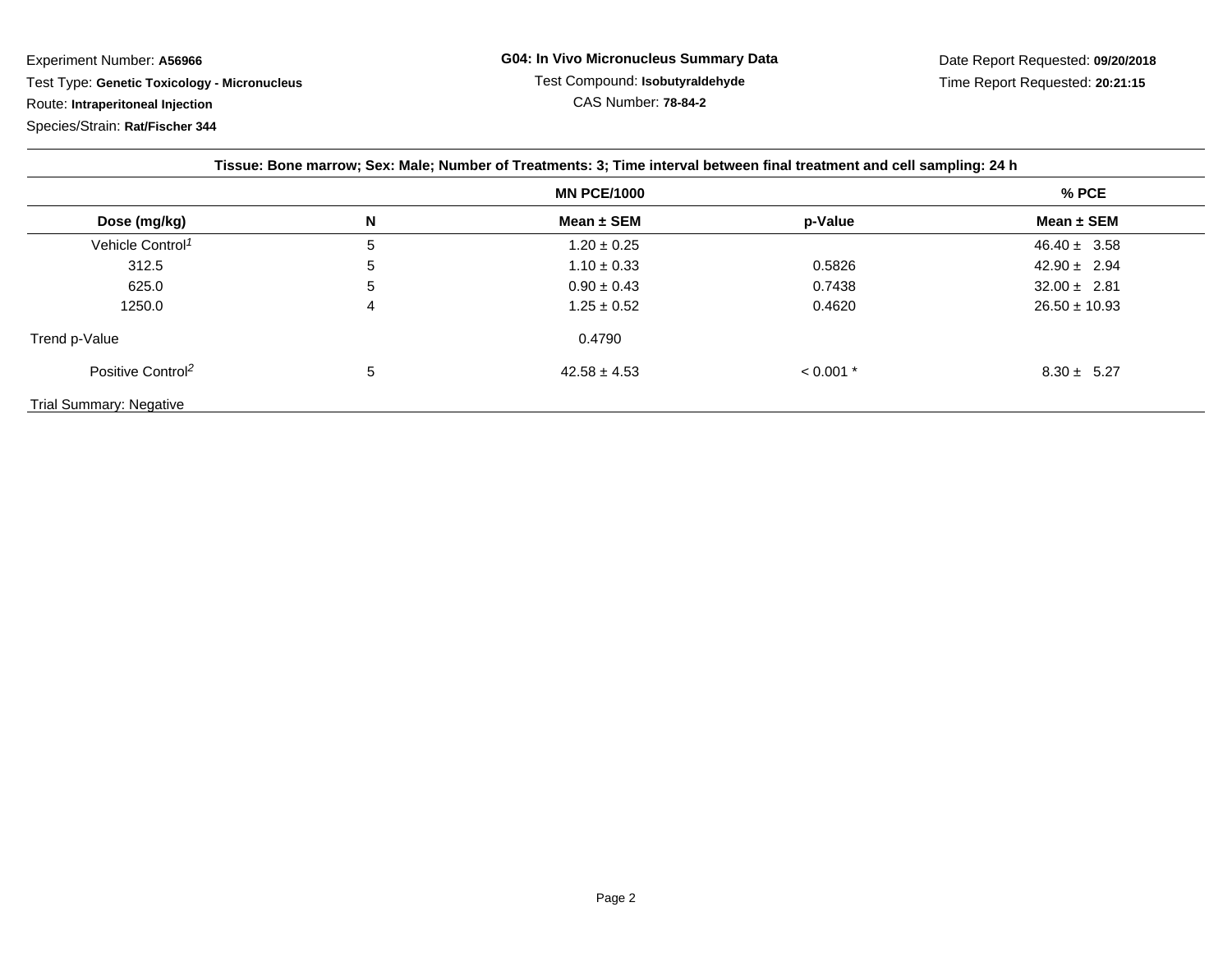Experiment Number: **A56966**
Test Type: **Genetic Toxicology - Micronucleus**
Route: **Intraperitoneal Injection**
Species/Strain: **Rat/Fischer 344**

**G04: In Vivo Micronucleus Summary Data**
Test Compound: **Isobutyraldehyde**
CAS Number: **78-84-2**

Date Report Requested: **09/20/2018**
Time Report Requested: **20:21:15**

**Tissue: Bone marrow; Sex: Male; Number of Treatments: 3; Time interval between final treatment and cell sampling: 24 h**

| | | MN PCE/1000 | | % PCE |
|---|---|---|---|---|
| **Dose (mg/kg)** | **N** | **Mean ± SEM** | **p-Value** | **Mean ± SEM** |
| Vehicle Control[1] | 5 | 1.20 ± 0.25 | | 46.40 ± 3.58 |
| 312.5 | 5 | 1.10 ± 0.33 | 0.5826 | 42.90 ± 2.94 |
| 625.0 | 5 | 0.90 ± 0.43 | 0.7438 | 32.00 ± 2.81 |
| 1250.0 | 4 | 1.25 ± 0.52 | 0.4620 | 26.50 ± 10.93 |
| Trend p-Value | | 0.4790 | | |
| Positive Control[2] | 5 | 42.58 ± 4.53 | < 0.001 * | 8.30 ± 5.27 |

Trial Summary: Negative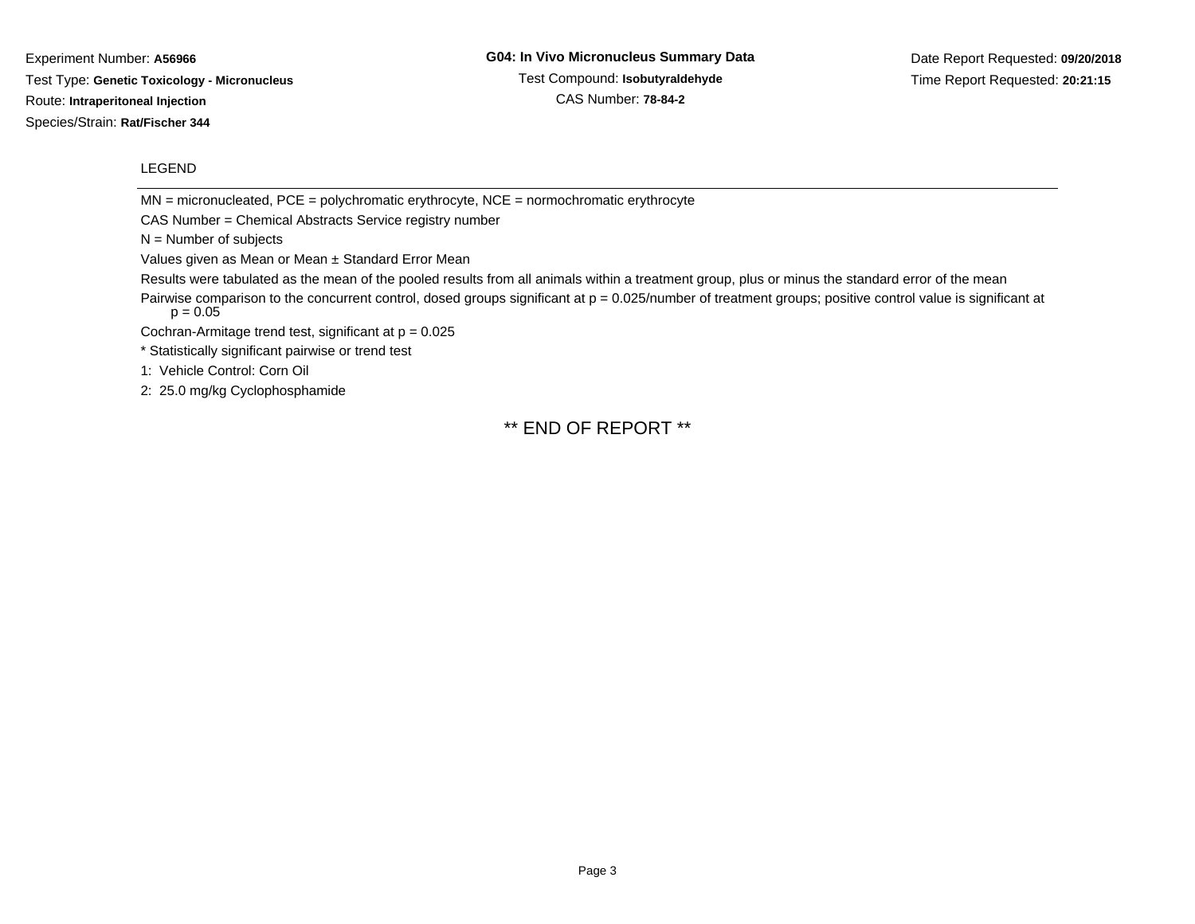Experiment Number: **A56966**

Test Type: **Genetic Toxicology - Micronucleus**

Route: **Intraperitoneal Injection**

Species/Strain: **Rat/Fischer 344**

**G04: In Vivo Micronucleus Summary Data**

Test Compound: **Isobutyraldehyde**

CAS Number: **78-84-2**

Date Report Requested: **09/20/2018**

Time Report Requested: **20:21:15**

LEGEND

MN = micronucleated, PCE = polychromatic erythrocyte, NCE = normochromatic erythrocyte

CAS Number = Chemical Abstracts Service registry number

N = Number of subjects

Values given as Mean or Mean ± Standard Error Mean

Results were tabulated as the mean of the pooled results from all animals within a treatment group, plus or minus the standard error of the mean

Pairwise comparison to the concurrent control, dosed groups significant at $p = 0.025$/number of treatment groups; positive control value is significant at $p = 0.05$

Cochran-Armitage trend test, significant at $p = 0.025$

* Statistically significant pairwise or trend test

1: Vehicle Control: Corn Oil

2: 25.0 mg/kg Cyclophosphamide

** END OF REPORT **